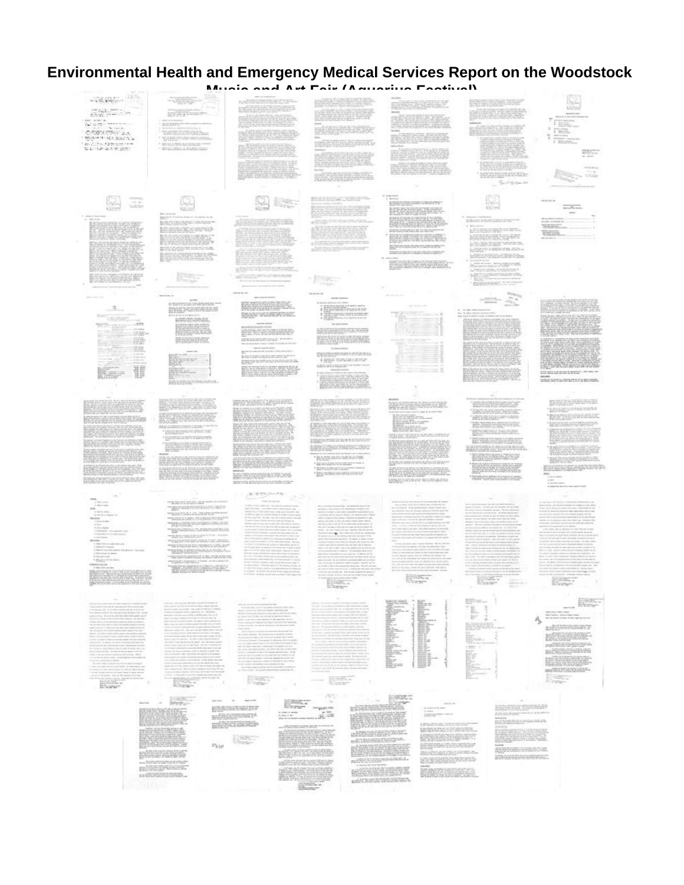# Environmental Health and Emergency Medical Services Report on the Woodstock Music and Art Fair (Aquarius Festival)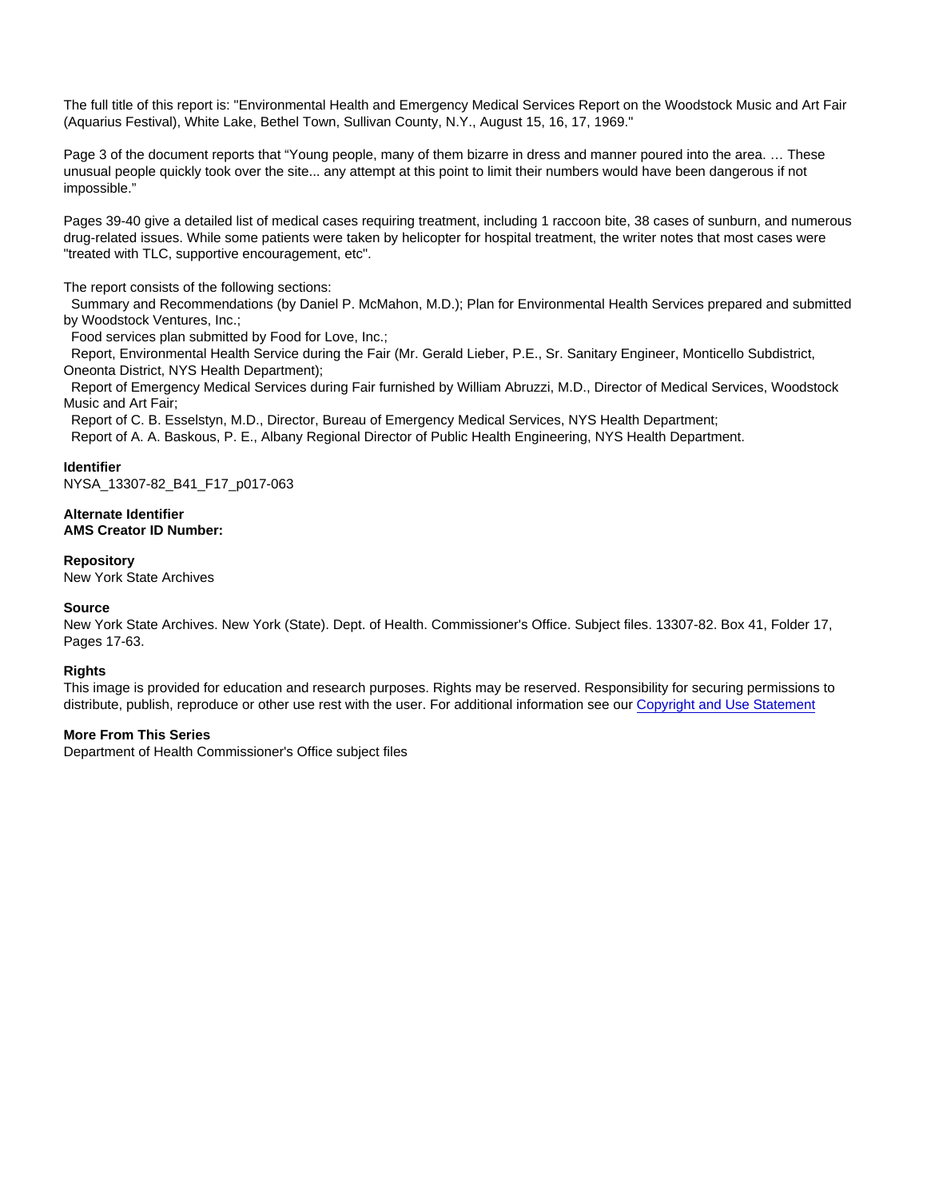The full title of this report is: "Environmental Health and Emergency Medical Services Report on the Woodstock Music and Art Fair (Aquarius Festival), White Lake, Bethel Town, Sullivan County, N.Y., August 15, 16, 17, 1969."

Page 3 of the document reports that "Young people, many of them bizarre in dress and manner poured into the area. … These unusual people quickly took over the site... any attempt at this point to limit their numbers would have been dangerous if not impossible."

Pages 39-40 give a detailed list of medical cases requiring treatment, including 1 raccoon bite, 38 cases of sunburn, and numerous drug-related issues. While some patients were taken by helicopter for hospital treatment, the writer notes that most cases were "treated with TLC, supportive encouragement, etc".

The report consists of the following sections:
 Summary and Recommendations (by Daniel P. McMahon, M.D.); Plan for Environmental Health Services prepared and submitted by Woodstock Ventures, Inc.;
 Food services plan submitted by Food for Love, Inc.;
 Report, Environmental Health Service during the Fair (Mr. Gerald Lieber, P.E., Sr. Sanitary Engineer, Monticello Subdistrict, Oneonta District, NYS Health Department);
 Report of Emergency Medical Services during Fair furnished by William Abruzzi, M.D., Director of Medical Services, Woodstock Music and Art Fair;
 Report of C. B. Esselstyn, M.D., Director, Bureau of Emergency Medical Services, NYS Health Department;
 Report of A. A. Baskous, P. E., Albany Regional Director of Public Health Engineering, NYS Health Department.

**Identifier**
NYSA_13307-82_B41_F17_p017-063

**Alternate Identifier**
**AMS Creator ID Number:**

**Repository**
New York State Archives

**Source**
New York State Archives. New York (State). Dept. of Health. Commissioner's Office. Subject files. 13307-82. Box 41, Folder 17, Pages 17-63.

**Rights**
This image is provided for education and research purposes. Rights may be reserved. Responsibility for securing permissions to distribute, publish, reproduce or other use rest with the user. For additional information see our Copyright and Use Statement

**More From This Series**
Department of Health Commissioner's Office subject files